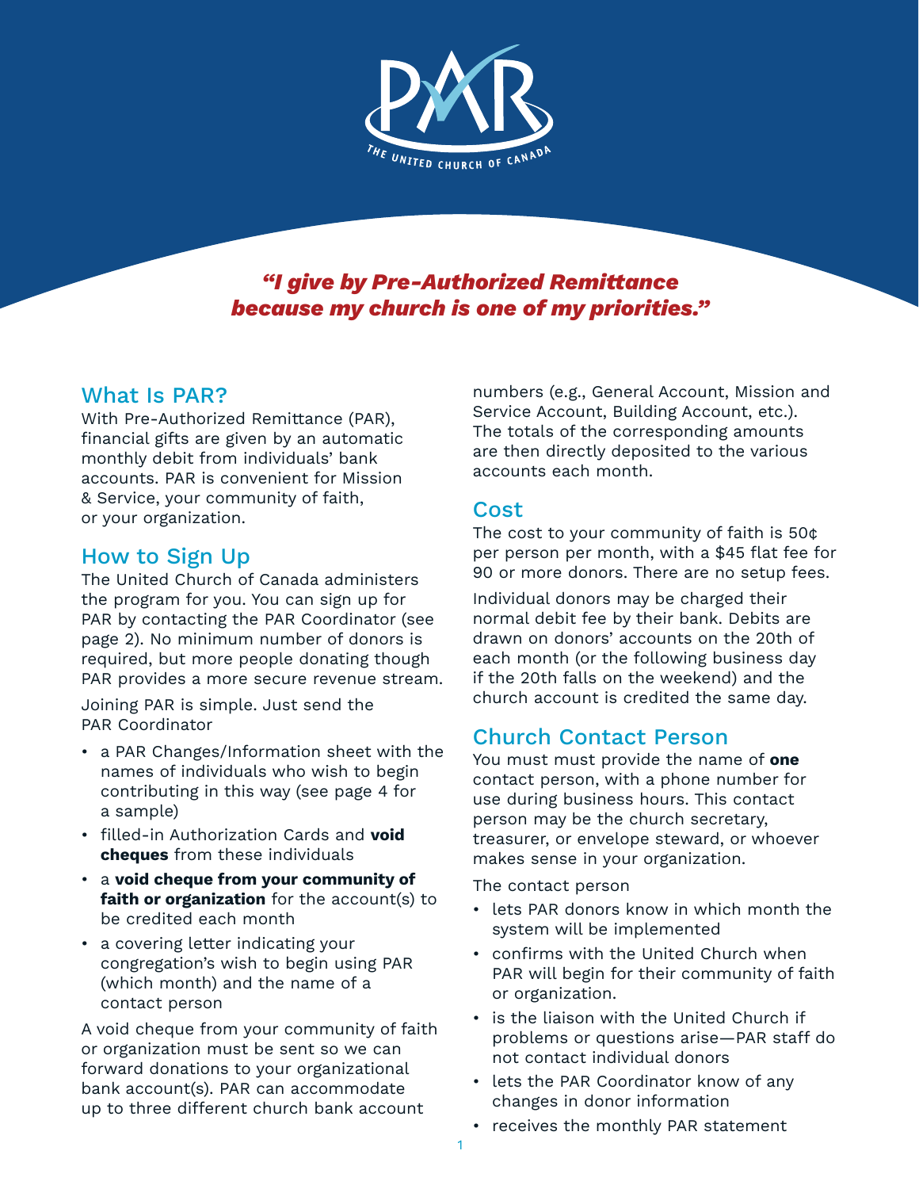PAR

THE UNITED CHURCH OF CANADA

***"I give by Pre-Authorized Remittance because my church is one of my priorities."***

## What Is PAR?

With Pre-Authorized Remittance (PAR), financial gifts are given by an automatic monthly debit from individuals' bank accounts. PAR is convenient for Mission & Service, your community of faith, or your organization.

## How to Sign Up

The United Church of Canada administers the program for you. You can sign up for PAR by contacting the PAR Coordinator (see page 2). No minimum number of donors is required, but more people donating though PAR provides a more secure revenue stream.

Joining PAR is simple. Just send the PAR Coordinator

- a PAR Changes/Information sheet with the names of individuals who wish to begin contributing in this way (see page 4 for a sample)
- filled-in Authorization Cards and **void cheques** from these individuals
- a **void cheque from your community of faith or organization** for the account(s) to be credited each month
- a covering letter indicating your congregation's wish to begin using PAR (which month) and the name of a contact person

A void cheque from your community of faith or organization must be sent so we can forward donations to your organizational bank account(s). PAR can accommodate up to three different church bank account numbers (e.g., General Account, Mission and Service Account, Building Account, etc.). The totals of the corresponding amounts are then directly deposited to the various accounts each month.

## Cost

The cost to your community of faith is 50¢ per person per month, with a $45 flat fee for 90 or more donors. There are no setup fees.

Individual donors may be charged their normal debit fee by their bank. Debits are drawn on donors' accounts on the 20th of each month (or the following business day if the 20th falls on the weekend) and the church account is credited the same day.

## Church Contact Person

You must must provide the name of **one** contact person, with a phone number for use during business hours. This contact person may be the church secretary, treasurer, or envelope steward, or whoever makes sense in your organization.

The contact person

- lets PAR donors know in which month the system will be implemented
- confirms with the United Church when PAR will begin for their community of faith or organization.
- is the liaison with the United Church if problems or questions arise—PAR staff do not contact individual donors
- lets the PAR Coordinator know of any changes in donor information
- receives the monthly PAR statement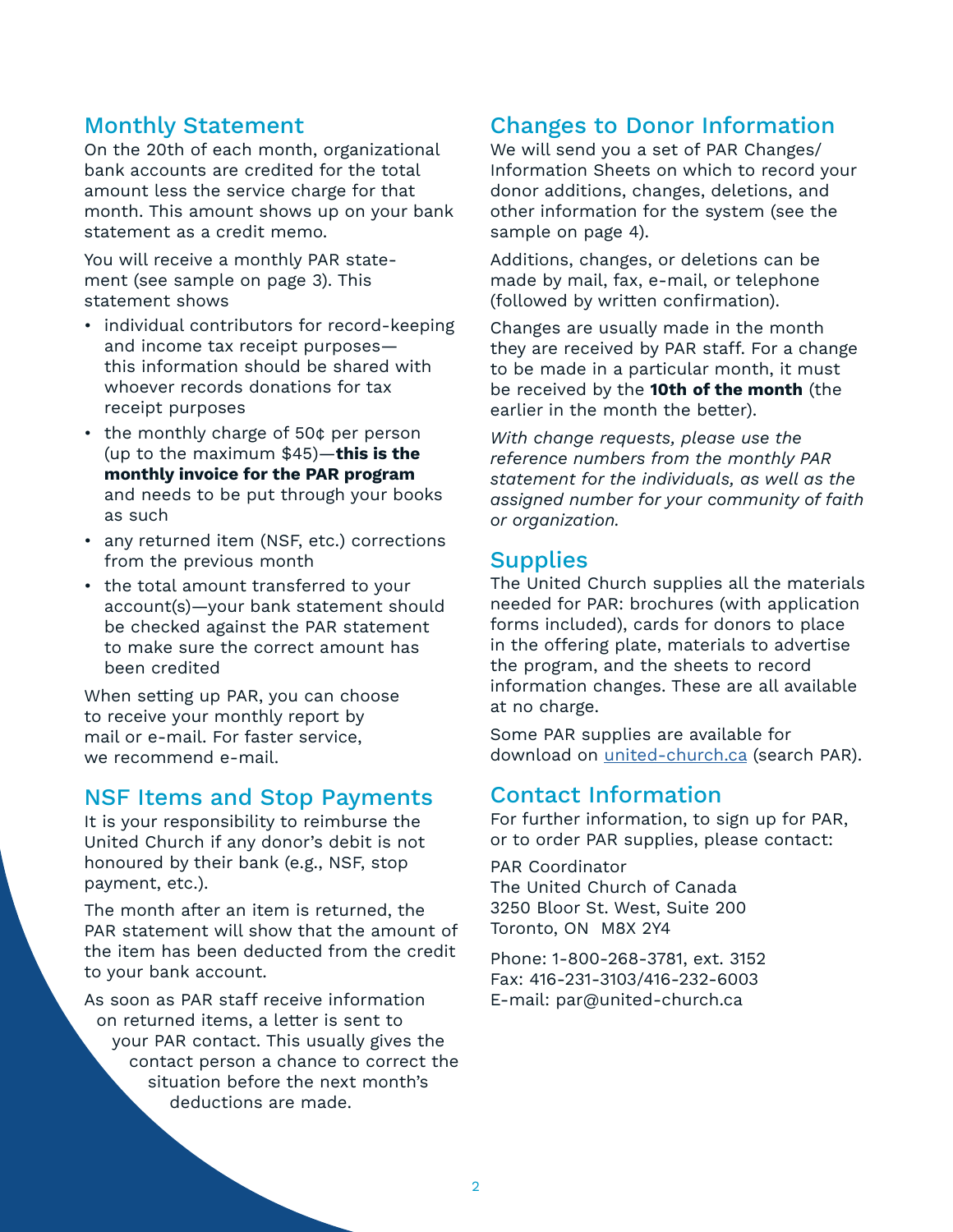## Monthly Statement

On the 20th of each month, organizational bank accounts are credited for the total amount less the service charge for that month. This amount shows up on your bank statement as a credit memo.

You will receive a monthly PAR statement (see sample on page 3). This statement shows

- individual contributors for record-keeping and income tax receipt purposes—this information should be shared with whoever records donations for tax receipt purposes
- the monthly charge of 50¢ per person (up to the maximum $45)—**this is the monthly invoice for the PAR program** and needs to be put through your books as such
- any returned item (NSF, etc.) corrections from the previous month
- the total amount transferred to your account(s)—your bank statement should be checked against the PAR statement to make sure the correct amount has been credited

When setting up PAR, you can choose to receive your monthly report by mail or e-mail. For faster service, we recommend e-mail.

## NSF Items and Stop Payments

It is your responsibility to reimburse the United Church if any donor's debit is not honoured by their bank (e.g., NSF, stop payment, etc.).

The month after an item is returned, the PAR statement will show that the amount of the item has been deducted from the credit to your bank account.

As soon as PAR staff receive information on returned items, a letter is sent to your PAR contact. This usually gives the contact person a chance to correct the situation before the next month's deductions are made.

## Changes to Donor Information

We will send you a set of PAR Changes/Information Sheets on which to record your donor additions, changes, deletions, and other information for the system (see the sample on page 4).

Additions, changes, or deletions can be made by mail, fax, e-mail, or telephone (followed by written confirmation).

Changes are usually made in the month they are received by PAR staff. For a change to be made in a particular month, it must be received by the **10th of the month** (the earlier in the month the better).

*With change requests, please use the reference numbers from the monthly PAR statement for the individuals, as well as the assigned number for your community of faith or organization.*

## Supplies

The United Church supplies all the materials needed for PAR: brochures (with application forms included), cards for donors to place in the offering plate, materials to advertise the program, and the sheets to record information changes. These are all available at no charge.

Some PAR supplies are available for download on united-church.ca (search PAR).

## Contact Information

For further information, to sign up for PAR, or to order PAR supplies, please contact:

PAR Coordinator
The United Church of Canada
3250 Bloor St. West, Suite 200
Toronto, ON M8X 2Y4

Phone: 1-800-268-3781, ext. 3152
Fax: 416-231-3103/416-232-6003
E-mail: par@united-church.ca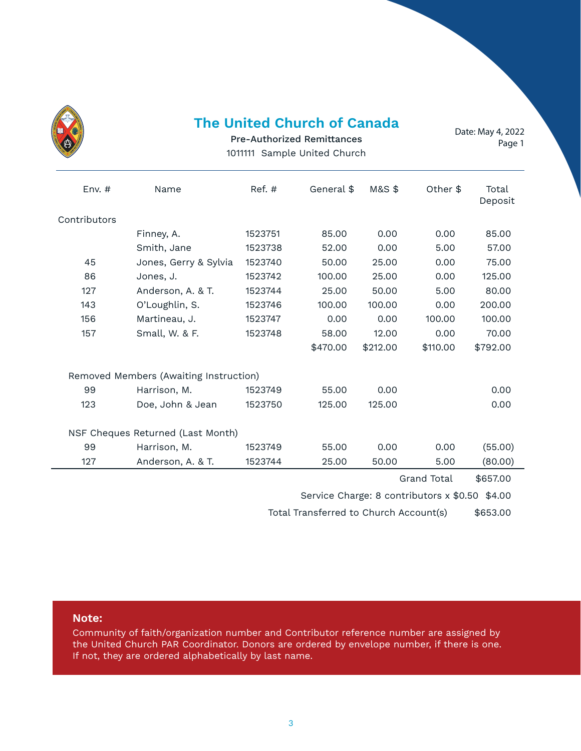# The United Church of Canada

Pre-Authorized Remittances

1011111 Sample United Church

Date: May 4, 2022
Page 1

| Env. # | Name | Ref. # | General $ | M&S $ | Other $ | Total Deposit |
|---|---|---|---|---|---|---|
| Contributors | | | | | | |
| | Finney, A. | 1523751 | 85.00 | 0.00 | 0.00 | 85.00 |
| | Smith, Jane | 1523738 | 52.00 | 0.00 | 5.00 | 57.00 |
| 45 | Jones, Gerry & Sylvia | 1523740 | 50.00 | 25.00 | 0.00 | 75.00 |
| 86 | Jones, J. | 1523742 | 100.00 | 25.00 | 0.00 | 125.00 |
| 127 | Anderson, A. & T. | 1523744 | 25.00 | 50.00 | 5.00 | 80.00 |
| 143 | O'Loughlin, S. | 1523746 | 100.00 | 100.00 | 0.00 | 200.00 |
| 156 | Martineau, J. | 1523747 | 0.00 | 0.00 | 100.00 | 100.00 |
| 157 | Small, W. & F. | 1523748 | 58.00 | 12.00 | 0.00 | 70.00 |
| | | | $470.00 | $212.00 | $110.00 | $792.00 |
| Removed Members (Awaiting Instruction) | | | | | | |
| 99 | Harrison, M. | 1523749 | 55.00 | 0.00 | | 0.00 |
| 123 | Doe, John & Jean | 1523750 | 125.00 | 125.00 | | 0.00 |
| NSF Cheques Returned (Last Month) | | | | | | |
| 99 | Harrison, M. | 1523749 | 55.00 | 0.00 | 0.00 | (55.00) |
| 127 | Anderson, A. & T. | 1523744 | 25.00 | 50.00 | 5.00 | (80.00) |
| | | | | | Grand Total | $657.00 |
| | | | Service Charge: 8 contributors x $0.50 | | | $4.00 |
| | | | Total Transferred to Church Account(s) | | | $653.00 |

**Note:**
Community of faith/organization number and Contributor reference number are assigned by the United Church PAR Coordinator. Donors are ordered by envelope number, if there is one. If not, they are ordered alphabetically by last name.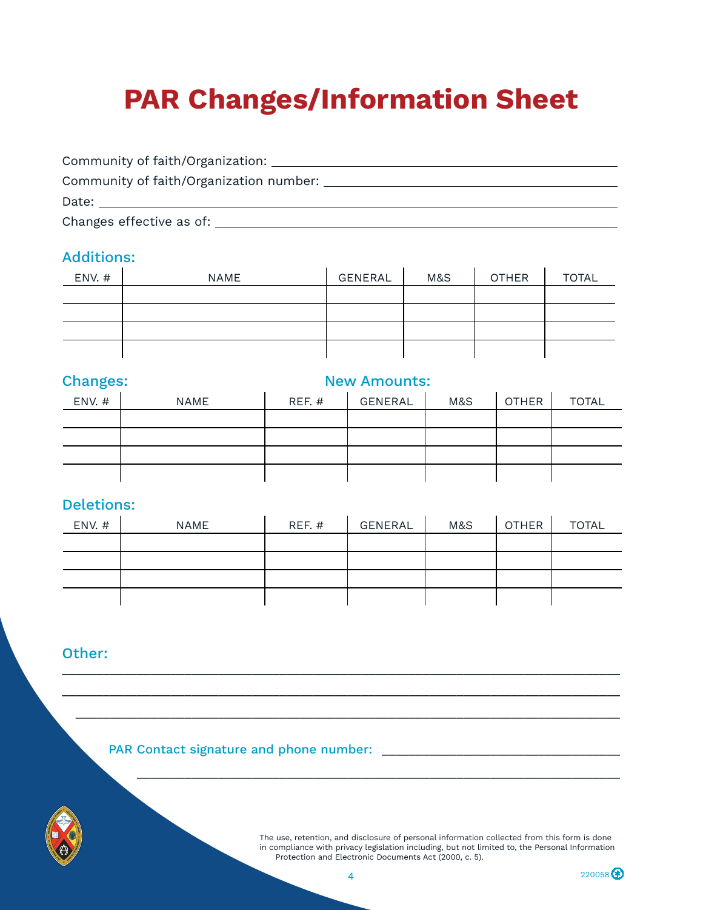# PAR Changes/Information Sheet

Community of faith/Organization: ______________________________

Community of faith/Organization number: ______________________________

Date: ______________________________

Changes effective as of: ______________________________

## Additions:

| ENV. # | NAME | GENERAL | M&S | OTHER | TOTAL |
|---|---|---|---|---|---|
| | | | | | |
| | | | | | |
| | | | | | |
| | | | | | |

## Changes:

| | | | New Amounts: | | | |
|---|---|---|---|---|---|---|
| ENV. # | NAME | REF. # | GENERAL | M&S | OTHER | TOTAL |
| | | | | | | |
| | | | | | | |
| | | | | | | |
| | | | | | | |

## Deletions:

| ENV. # | NAME | REF. # | GENERAL | M&S | OTHER | TOTAL |
|---|---|---|---|---|---|---|
| | | | | | | |
| | | | | | | |
| | | | | | | |
| | | | | | | |

## Other:

______________________________

______________________________

______________________________

PAR Contact signature and phone number: ______________________________

______________________________

The use, retention, and disclosure of personal information collected from this form is done in compliance with privacy legislation including, but not limited to, the Personal Information Protection and Electronic Documents Act (2000, c. 5).

220058